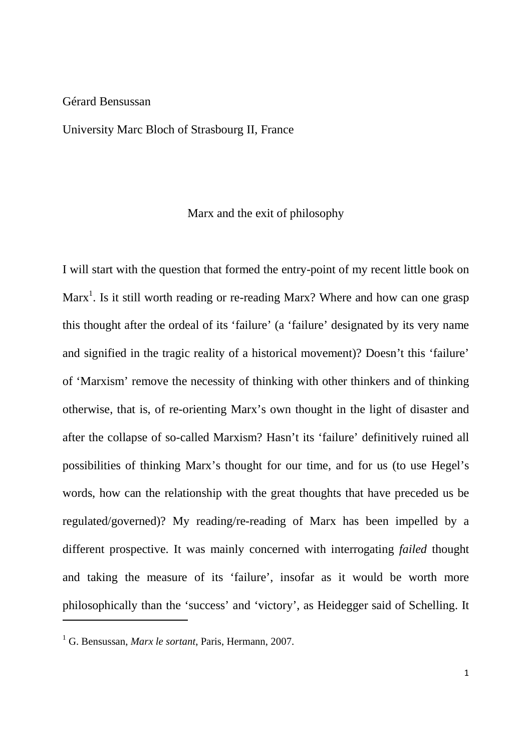Gérard Bensussan

University Marc Bloch of Strasbourg II, France

# Marx and the exit of philosophy

I will start with the question that formed the entry-point of my recent little book on Marx[1]. Is it still worth reading or re-reading Marx? Where and how can one grasp this thought after the ordeal of its 'failure' (a 'failure' designated by its very name and signified in the tragic reality of a historical movement)? Doesn't this 'failure' of 'Marxism' remove the necessity of thinking with other thinkers and of thinking otherwise, that is, of re-orienting Marx's own thought in the light of disaster and after the collapse of so-called Marxism? Hasn't its 'failure' definitively ruined all possibilities of thinking Marx's thought for our time, and for us (to use Hegel's words, how can the relationship with the great thoughts that have preceded us be regulated/governed)? My reading/re-reading of Marx has been impelled by a different prospective. It was mainly concerned with interrogating *failed* thought and taking the measure of its 'failure', insofar as it would be worth more philosophically than the 'success' and 'victory', as Heidegger said of Schelling. It

[1] G. Bensussan, *Marx le sortant*, Paris, Hermann, 2007.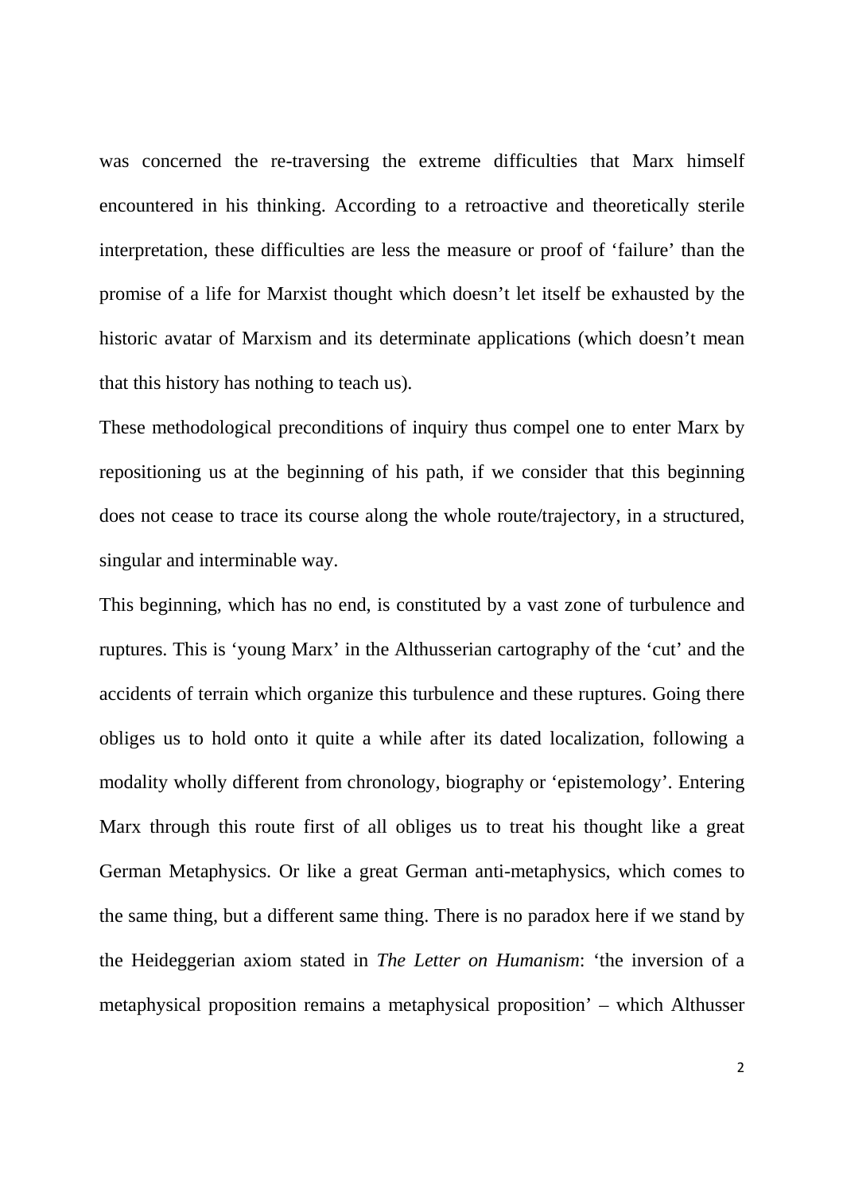was concerned the re-traversing the extreme difficulties that Marx himself encountered in his thinking. According to a retroactive and theoretically sterile interpretation, these difficulties are less the measure or proof of 'failure' than the promise of a life for Marxist thought which doesn't let itself be exhausted by the historic avatar of Marxism and its determinate applications (which doesn't mean that this history has nothing to teach us).

These methodological preconditions of inquiry thus compel one to enter Marx by repositioning us at the beginning of his path, if we consider that this beginning does not cease to trace its course along the whole route/trajectory, in a structured, singular and interminable way.

This beginning, which has no end, is constituted by a vast zone of turbulence and ruptures. This is 'young Marx' in the Althusserian cartography of the 'cut' and the accidents of terrain which organize this turbulence and these ruptures. Going there obliges us to hold onto it quite a while after its dated localization, following a modality wholly different from chronology, biography or 'epistemology'. Entering Marx through this route first of all obliges us to treat his thought like a great German Metaphysics. Or like a great German anti-metaphysics, which comes to the same thing, but a different same thing. There is no paradox here if we stand by the Heideggerian axiom stated in *The Letter on Humanism*: 'the inversion of a metaphysical proposition remains a metaphysical proposition' – which Althusser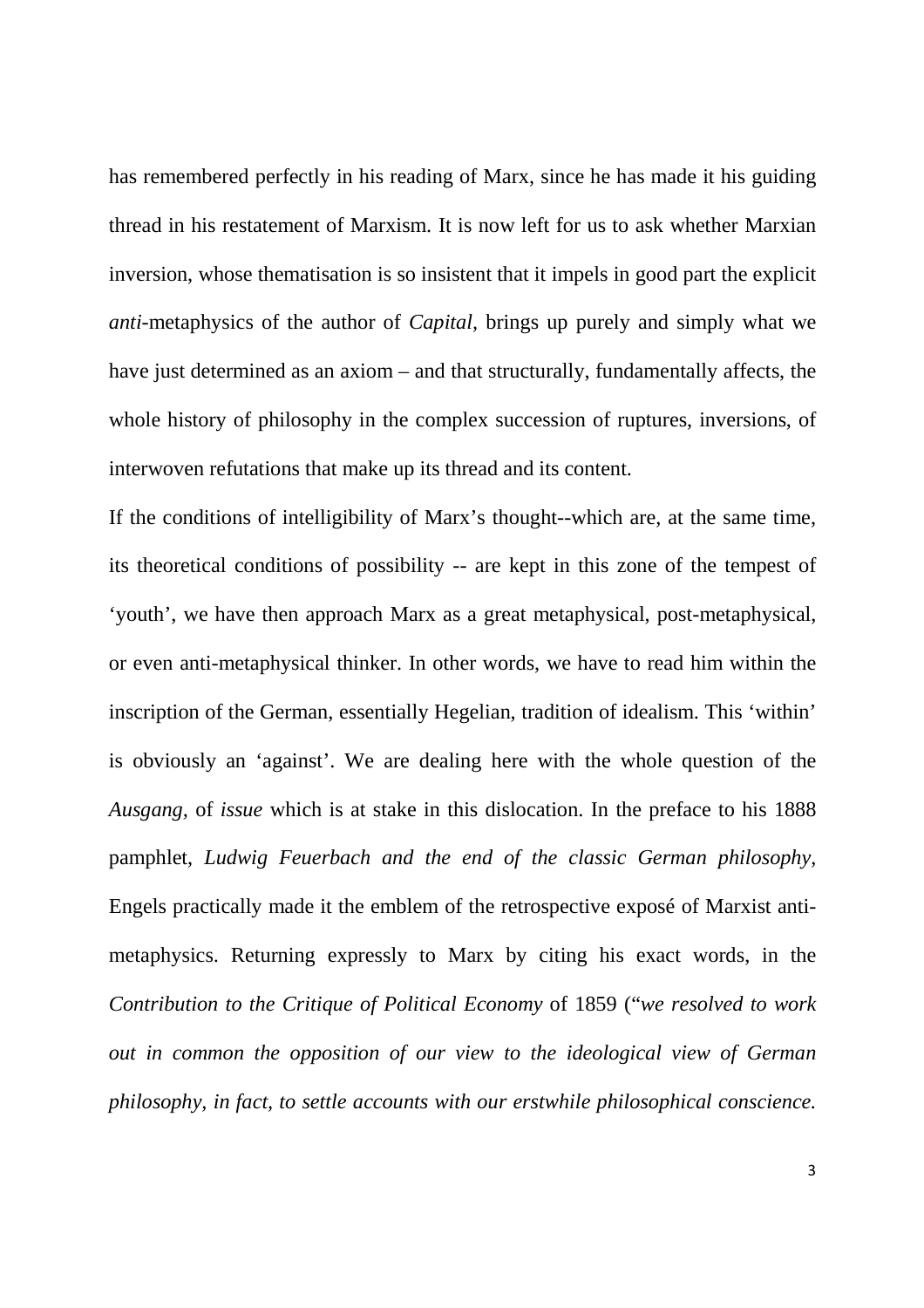has remembered perfectly in his reading of Marx, since he has made it his guiding thread in his restatement of Marxism. It is now left for us to ask whether Marxian inversion, whose thematisation is so insistent that it impels in good part the explicit *anti*-metaphysics of the author of *Capital*, brings up purely and simply what we have just determined as an axiom – and that structurally, fundamentally affects, the whole history of philosophy in the complex succession of ruptures, inversions, of interwoven refutations that make up its thread and its content.

If the conditions of intelligibility of Marx's thought--which are, at the same time, its theoretical conditions of possibility -- are kept in this zone of the tempest of 'youth', we have then approach Marx as a great metaphysical, post-metaphysical, or even anti-metaphysical thinker. In other words, we have to read him within the inscription of the German, essentially Hegelian, tradition of idealism. This 'within' is obviously an 'against'. We are dealing here with the whole question of the *Ausgang*, of *issue* which is at stake in this dislocation. In the preface to his 1888 pamphlet, *Ludwig Feuerbach and the end of the classic German philosophy*, Engels practically made it the emblem of the retrospective exposé of Marxist anti-metaphysics. Returning expressly to Marx by citing his exact words, in the *Contribution to the Critique of Political Economy* of 1859 ("*we resolved to work out in common the opposition of our view to the ideological view of German philosophy, in fact, to settle accounts with our erstwhile philosophical conscience.*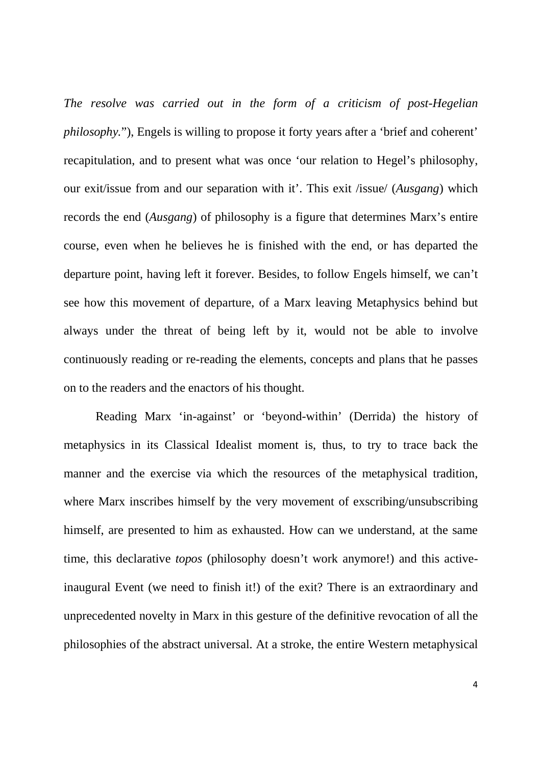*The resolve was carried out in the form of a criticism of post-Hegelian philosophy.*"), Engels is willing to propose it forty years after a 'brief and coherent' recapitulation, and to present what was once 'our relation to Hegel's philosophy, our exit/issue from and our separation with it'. This exit /issue/ (*Ausgang*) which records the end (*Ausgang*) of philosophy is a figure that determines Marx's entire course, even when he believes he is finished with the end, or has departed the departure point, having left it forever. Besides, to follow Engels himself, we can't see how this movement of departure, of a Marx leaving Metaphysics behind but always under the threat of being left by it, would not be able to involve continuously reading or re-reading the elements, concepts and plans that he passes on to the readers and the enactors of his thought.

Reading Marx 'in-against' or 'beyond-within' (Derrida) the history of metaphysics in its Classical Idealist moment is, thus, to try to trace back the manner and the exercise via which the resources of the metaphysical tradition, where Marx inscribes himself by the very movement of exscribing/unsubscribing himself, are presented to him as exhausted. How can we understand, at the same time, this declarative *topos* (philosophy doesn't work anymore!) and this active-inaugural Event (we need to finish it!) of the exit? There is an extraordinary and unprecedented novelty in Marx in this gesture of the definitive revocation of all the philosophies of the abstract universal. At a stroke, the entire Western metaphysical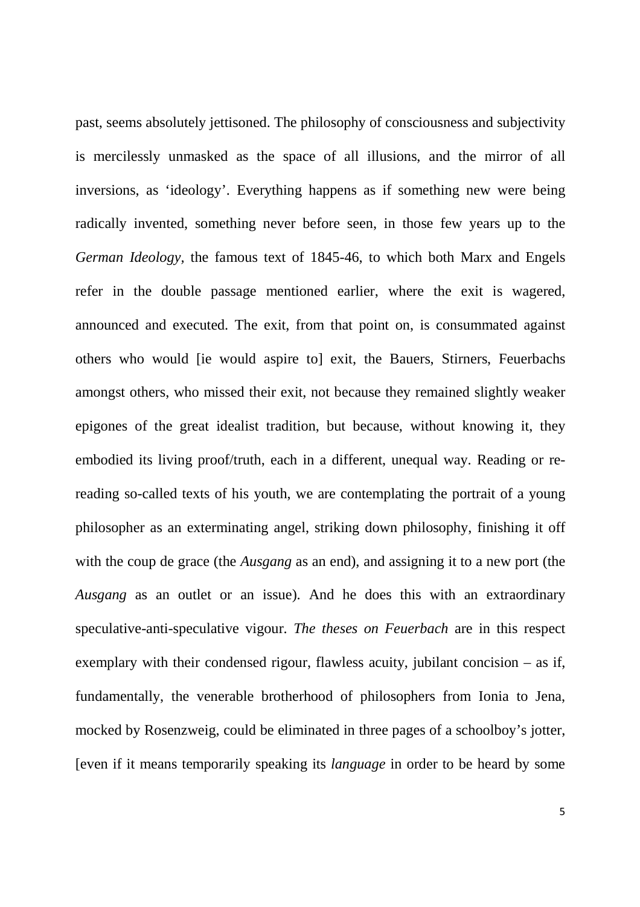past, seems absolutely jettisoned. The philosophy of consciousness and subjectivity is mercilessly unmasked as the space of all illusions, and the mirror of all inversions, as 'ideology'. Everything happens as if something new were being radically invented, something never before seen, in those few years up to the *German Ideology,* the famous text of 1845-46, to which both Marx and Engels refer in the double passage mentioned earlier, where the exit is wagered, announced and executed. The exit, from that point on, is consummated against others who would [ie would aspire to] exit, the Bauers, Stirners, Feuerbachs amongst others, who missed their exit, not because they remained slightly weaker epigones of the great idealist tradition, but because, without knowing it, they embodied its living proof/truth, each in a different, unequal way. Reading or re-reading so-called texts of his youth, we are contemplating the portrait of a young philosopher as an exterminating angel, striking down philosophy, finishing it off with the coup de grace (the *Ausgang* as an end), and assigning it to a new port (the *Ausgang* as an outlet or an issue). And he does this with an extraordinary speculative-anti-speculative vigour. *The theses on Feuerbach* are in this respect exemplary with their condensed rigour, flawless acuity, jubilant concision – as if, fundamentally, the venerable brotherhood of philosophers from Ionia to Jena, mocked by Rosenzweig, could be eliminated in three pages of a schoolboy's jotter, [even if it means temporarily speaking its *language* in order to be heard by some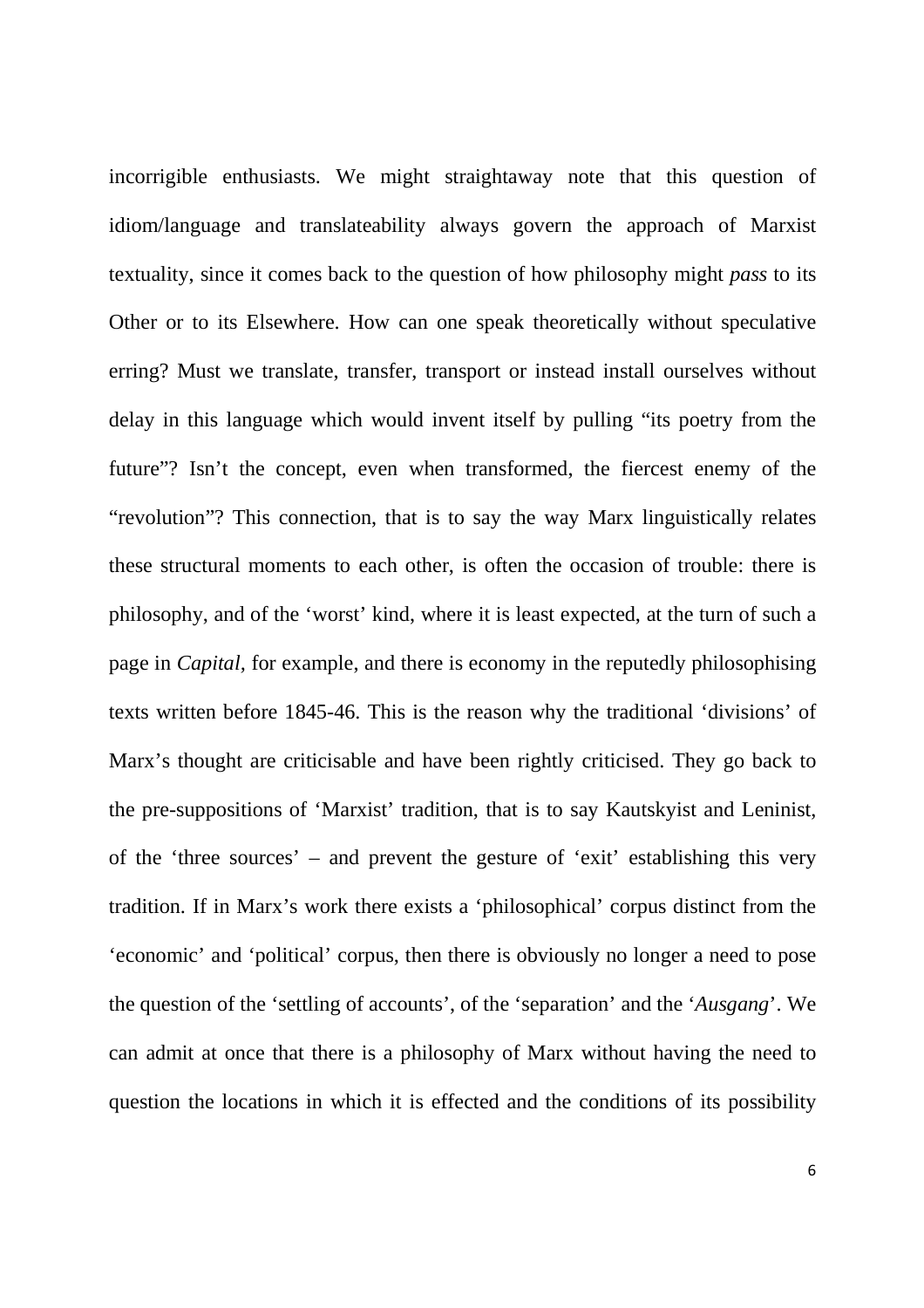incorrigible enthusiasts. We might straightaway note that this question of idiom/language and translateability always govern the approach of Marxist textuality, since it comes back to the question of how philosophy might *pass* to its Other or to its Elsewhere. How can one speak theoretically without speculative erring? Must we translate, transfer, transport or instead install ourselves without delay in this language which would invent itself by pulling "its poetry from the future"? Isn't the concept, even when transformed, the fiercest enemy of the "revolution"? This connection, that is to say the way Marx linguistically relates these structural moments to each other, is often the occasion of trouble: there is philosophy, and of the 'worst' kind, where it is least expected, at the turn of such a page in *Capital*, for example, and there is economy in the reputedly philosophising texts written before 1845-46. This is the reason why the traditional 'divisions' of Marx's thought are criticisable and have been rightly criticised. They go back to the pre-suppositions of 'Marxist' tradition, that is to say Kautskyist and Leninist, of the 'three sources' – and prevent the gesture of 'exit' establishing this very tradition. If in Marx's work there exists a 'philosophical' corpus distinct from the 'economic' and 'political' corpus, then there is obviously no longer a need to pose the question of the 'settling of accounts', of the 'separation' and the '*Ausgang*'. We can admit at once that there is a philosophy of Marx without having the need to question the locations in which it is effected and the conditions of its possibility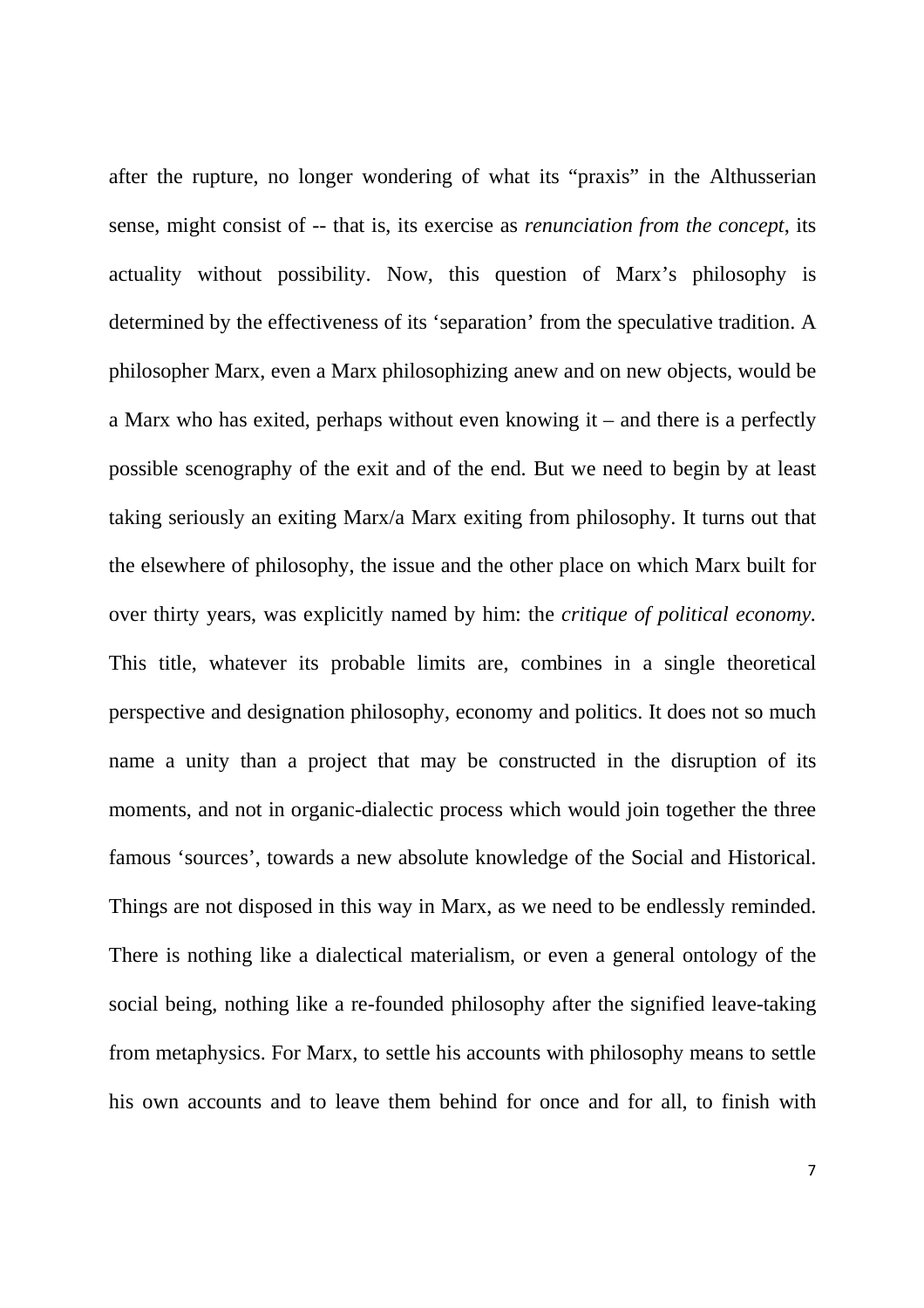after the rupture, no longer wondering of what its "praxis" in the Althusserian sense, might consist of -- that is, its exercise as *renunciation from the concept*, its actuality without possibility. Now, this question of Marx's philosophy is determined by the effectiveness of its 'separation' from the speculative tradition. A philosopher Marx, even a Marx philosophizing anew and on new objects, would be a Marx who has exited, perhaps without even knowing it – and there is a perfectly possible scenography of the exit and of the end. But we need to begin by at least taking seriously an exiting Marx/a Marx exiting from philosophy. It turns out that the elsewhere of philosophy, the issue and the other place on which Marx built for over thirty years, was explicitly named by him: the *critique of political economy.* This title, whatever its probable limits are, combines in a single theoretical perspective and designation philosophy, economy and politics. It does not so much name a unity than a project that may be constructed in the disruption of its moments, and not in organic-dialectic process which would join together the three famous 'sources', towards a new absolute knowledge of the Social and Historical. Things are not disposed in this way in Marx, as we need to be endlessly reminded. There is nothing like a dialectical materialism, or even a general ontology of the social being, nothing like a re-founded philosophy after the signified leave-taking from metaphysics. For Marx, to settle his accounts with philosophy means to settle his own accounts and to leave them behind for once and for all, to finish with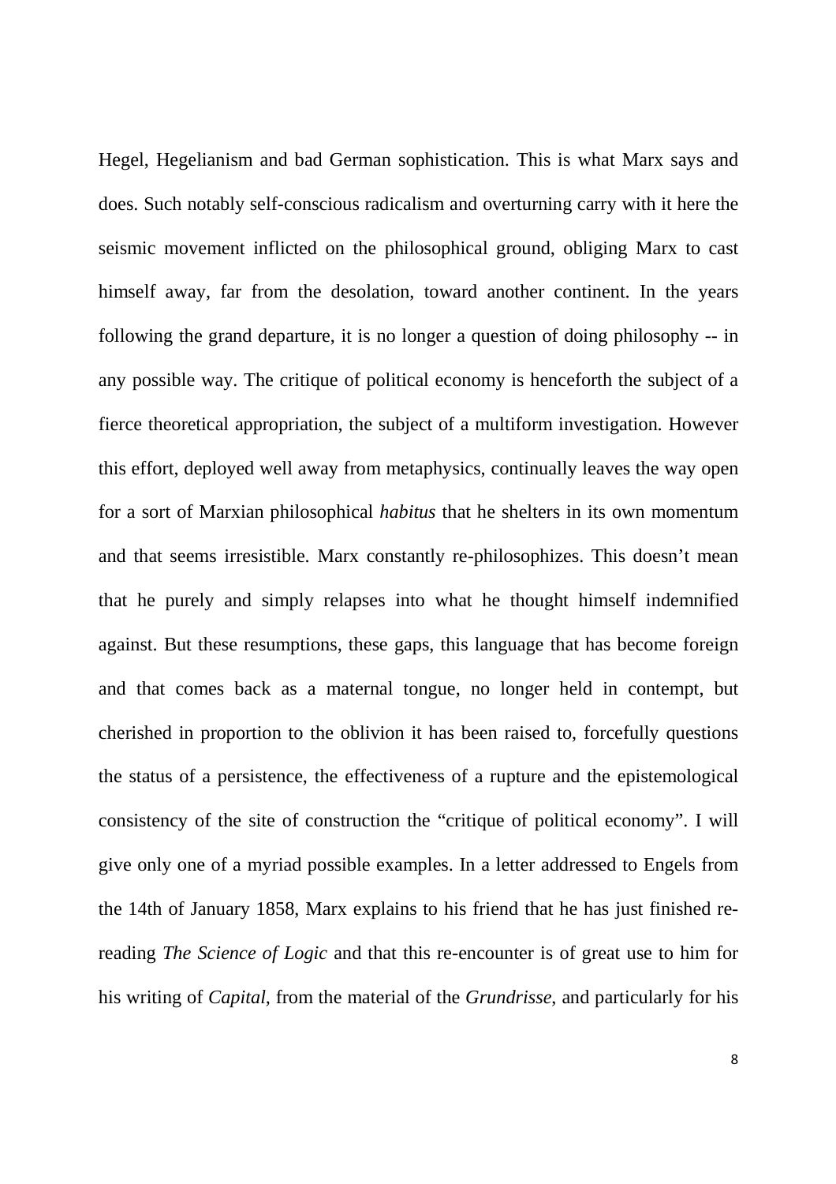Hegel, Hegelianism and bad German sophistication. This is what Marx says and does. Such notably self-conscious radicalism and overturning carry with it here the seismic movement inflicted on the philosophical ground, obliging Marx to cast himself away, far from the desolation, toward another continent. In the years following the grand departure, it is no longer a question of doing philosophy -- in any possible way. The critique of political economy is henceforth the subject of a fierce theoretical appropriation, the subject of a multiform investigation. However this effort, deployed well away from metaphysics, continually leaves the way open for a sort of Marxian philosophical *habitus* that he shelters in its own momentum and that seems irresistible. Marx constantly re-philosophizes. This doesn't mean that he purely and simply relapses into what he thought himself indemnified against. But these resumptions, these gaps, this language that has become foreign and that comes back as a maternal tongue, no longer held in contempt, but cherished in proportion to the oblivion it has been raised to, forcefully questions the status of a persistence, the effectiveness of a rupture and the epistemological consistency of the site of construction the "critique of political economy". I will give only one of a myriad possible examples. In a letter addressed to Engels from the 14th of January 1858, Marx explains to his friend that he has just finished re-reading *The Science of Logic* and that this re-encounter is of great use to him for his writing of *Capital*, from the material of the *Grundrisse*, and particularly for his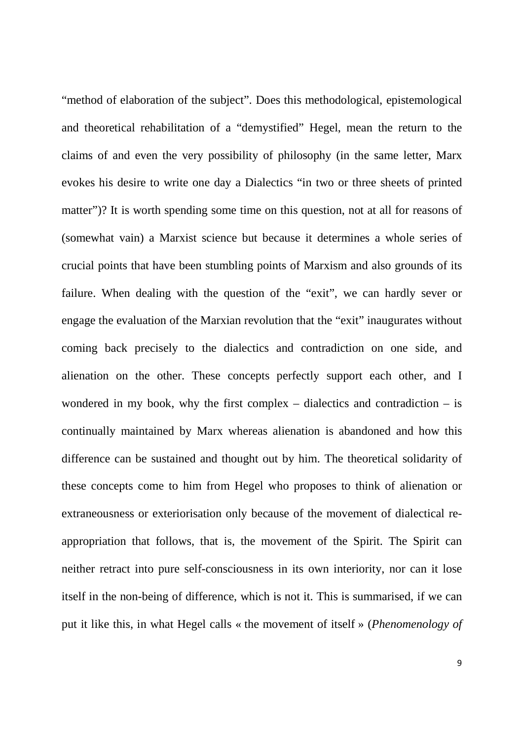"method of elaboration of the subject". Does this methodological, epistemological and theoretical rehabilitation of a "demystified" Hegel, mean the return to the claims of and even the very possibility of philosophy (in the same letter, Marx evokes his desire to write one day a Dialectics "in two or three sheets of printed matter")? It is worth spending some time on this question, not at all for reasons of (somewhat vain) a Marxist science but because it determines a whole series of crucial points that have been stumbling points of Marxism and also grounds of its failure. When dealing with the question of the "exit", we can hardly sever or engage the evaluation of the Marxian revolution that the "exit" inaugurates without coming back precisely to the dialectics and contradiction on one side, and alienation on the other. These concepts perfectly support each other, and I wondered in my book, why the first complex – dialectics and contradiction – is continually maintained by Marx whereas alienation is abandoned and how this difference can be sustained and thought out by him. The theoretical solidarity of these concepts come to him from Hegel who proposes to think of alienation or extraneousness or exteriorisation only because of the movement of dialectical re-appropriation that follows, that is, the movement of the Spirit. The Spirit can neither retract into pure self-consciousness in its own interiority, nor can it lose itself in the non-being of difference, which is not it. This is summarised, if we can put it like this, in what Hegel calls « the movement of itself » (*Phenomenology of*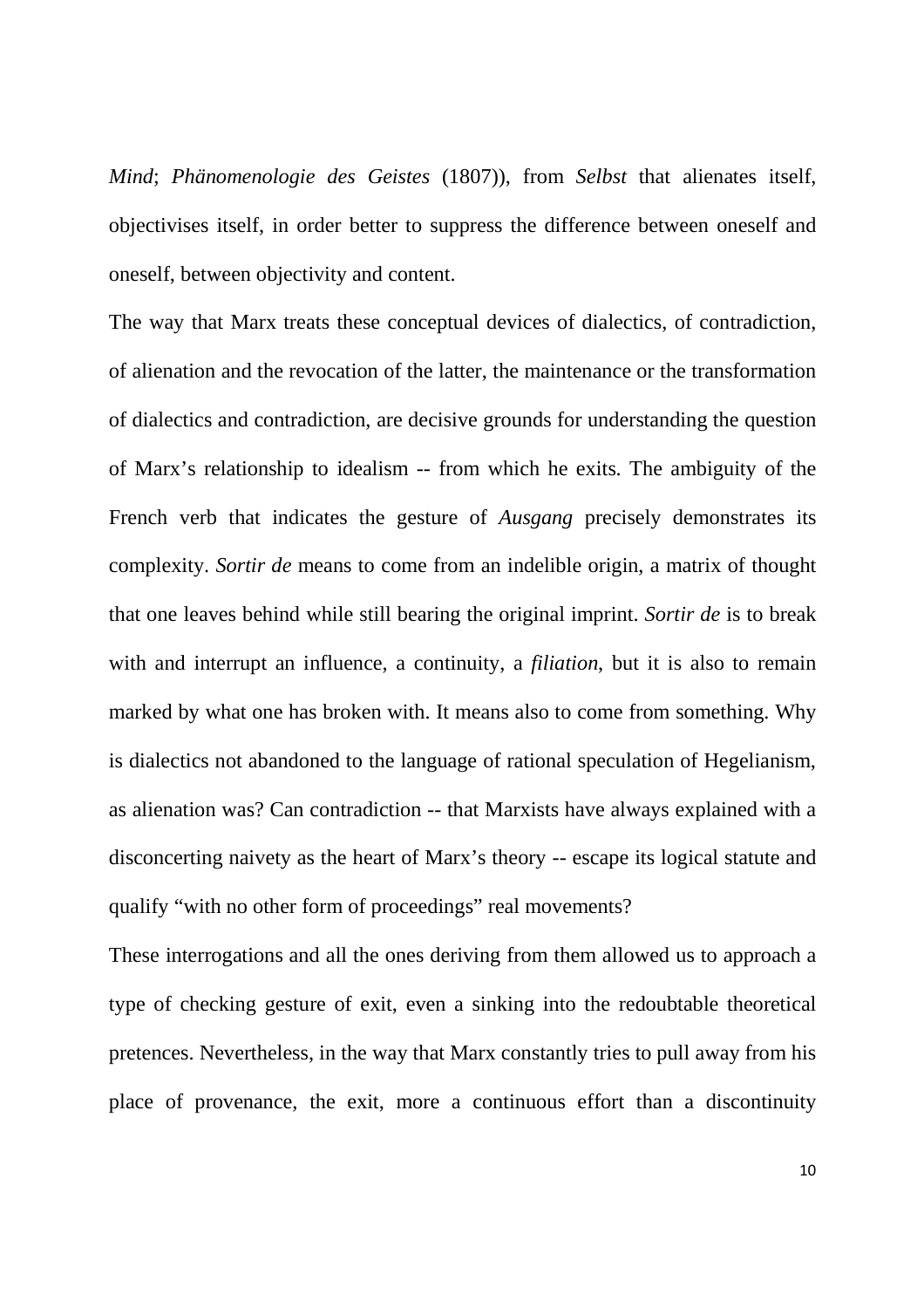*Mind*; *Phänomenologie des Geistes* (1807)), from *Selbst* that alienates itself, objectivises itself, in order better to suppress the difference between oneself and oneself, between objectivity and content.

The way that Marx treats these conceptual devices of dialectics, of contradiction, of alienation and the revocation of the latter, the maintenance or the transformation of dialectics and contradiction, are decisive grounds for understanding the question of Marx's relationship to idealism -- from which he exits. The ambiguity of the French verb that indicates the gesture of *Ausgang* precisely demonstrates its complexity. *Sortir de* means to come from an indelible origin, a matrix of thought that one leaves behind while still bearing the original imprint. *Sortir de* is to break with and interrupt an influence, a continuity, a *filiation*, but it is also to remain marked by what one has broken with. It means also to come from something. Why is dialectics not abandoned to the language of rational speculation of Hegelianism, as alienation was? Can contradiction -- that Marxists have always explained with a disconcerting naivety as the heart of Marx's theory -- escape its logical statute and qualify "with no other form of proceedings" real movements?

These interrogations and all the ones deriving from them allowed us to approach a type of checking gesture of exit, even a sinking into the redoubtable theoretical pretences. Nevertheless, in the way that Marx constantly tries to pull away from his place of provenance, the exit, more a continuous effort than a discontinuity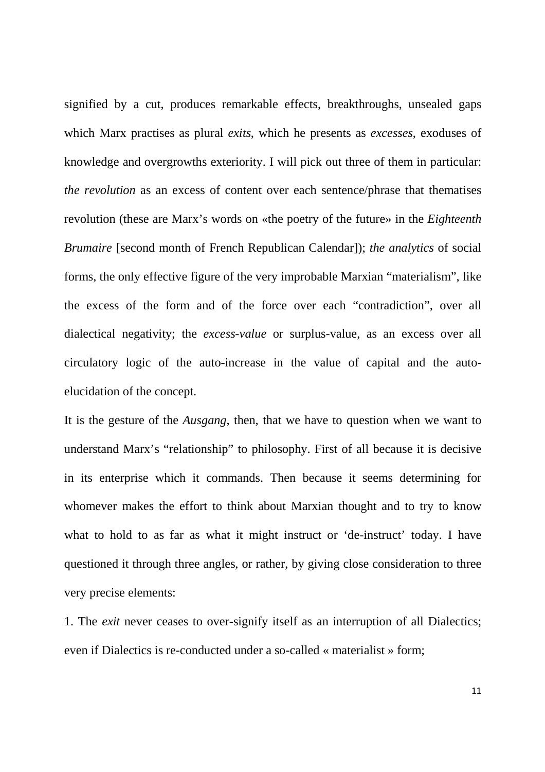signified by a cut, produces remarkable effects, breakthroughs, unsealed gaps which Marx practises as plural *exits*, which he presents as *excesses*, exoduses of knowledge and overgrowths exteriority. I will pick out three of them in particular: *the revolution* as an excess of content over each sentence/phrase that thematises revolution (these are Marx's words on «the poetry of the future» in the *Eighteenth Brumaire* [second month of French Republican Calendar]); *the analytics* of social forms, the only effective figure of the very improbable Marxian "materialism", like the excess of the form and of the force over each "contradiction", over all dialectical negativity; the *excess-value* or surplus-value, as an excess over all circulatory logic of the auto-increase in the value of capital and the auto-elucidation of the concept.

It is the gesture of the *Ausgang*, then, that we have to question when we want to understand Marx's "relationship" to philosophy. First of all because it is decisive in its enterprise which it commands. Then because it seems determining for whomever makes the effort to think about Marxian thought and to try to know what to hold to as far as what it might instruct or 'de-instruct' today. I have questioned it through three angles, or rather, by giving close consideration to three very precise elements:

1. The *exit* never ceases to over-signify itself as an interruption of all Dialectics; even if Dialectics is re-conducted under a so-called « materialist » form;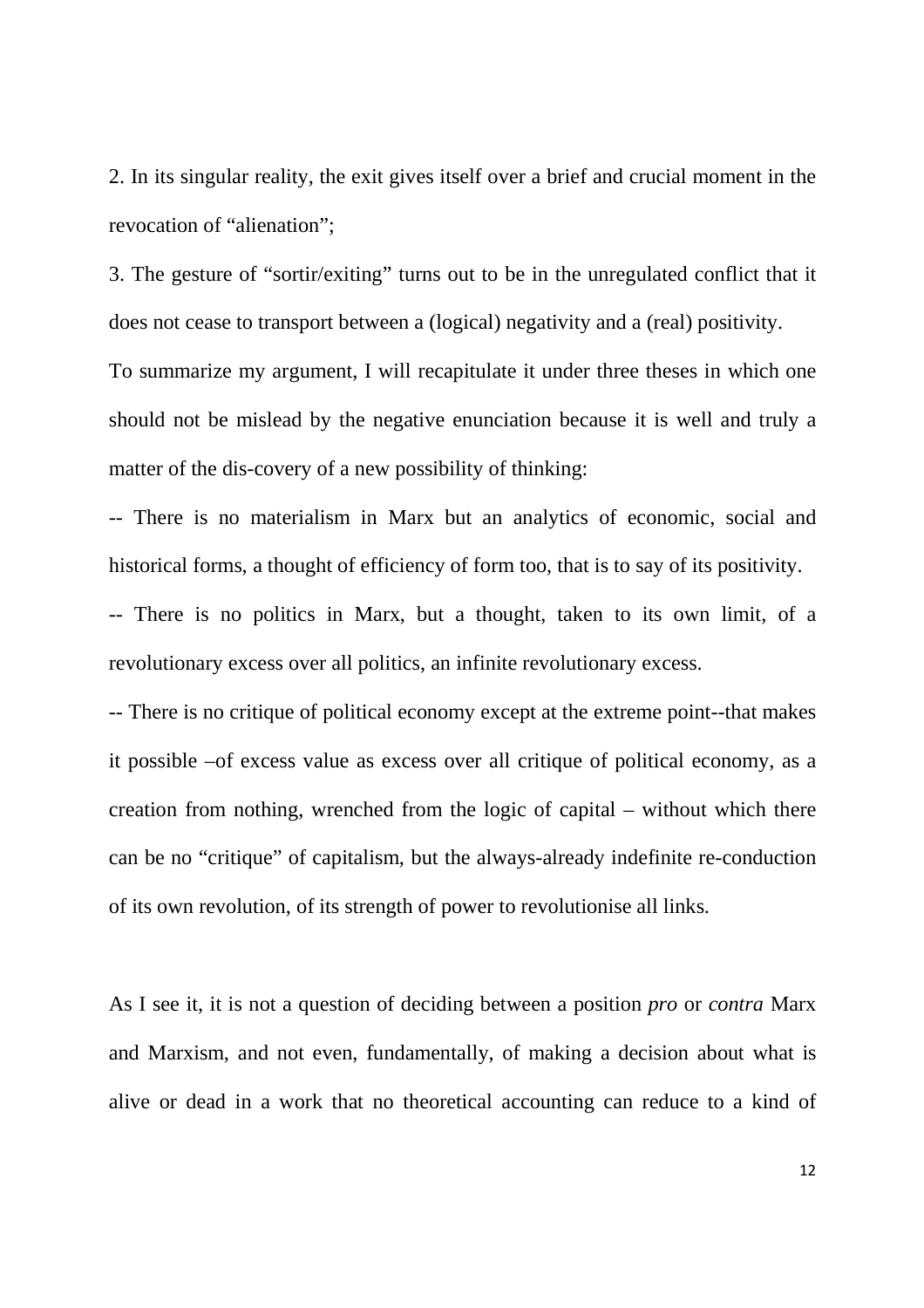2. In its singular reality, the exit gives itself over a brief and crucial moment in the revocation of "alienation";

3. The gesture of "sortir/exiting" turns out to be in the unregulated conflict that it does not cease to transport between a (logical) negativity and a (real) positivity.

To summarize my argument, I will recapitulate it under three theses in which one should not be mislead by the negative enunciation because it is well and truly a matter of the dis-covery of a new possibility of thinking:

-- There is no materialism in Marx but an analytics of economic, social and historical forms, a thought of efficiency of form too, that is to say of its positivity.

-- There is no politics in Marx, but a thought, taken to its own limit, of a revolutionary excess over all politics, an infinite revolutionary excess.

-- There is no critique of political economy except at the extreme point--that makes it possible –of excess value as excess over all critique of political economy, as a creation from nothing, wrenched from the logic of capital – without which there can be no "critique" of capitalism, but the always-already indefinite re-conduction of its own revolution, of its strength of power to revolutionise all links.

As I see it, it is not a question of deciding between a position *pro* or *contra* Marx and Marxism, and not even, fundamentally, of making a decision about what is alive or dead in a work that no theoretical accounting can reduce to a kind of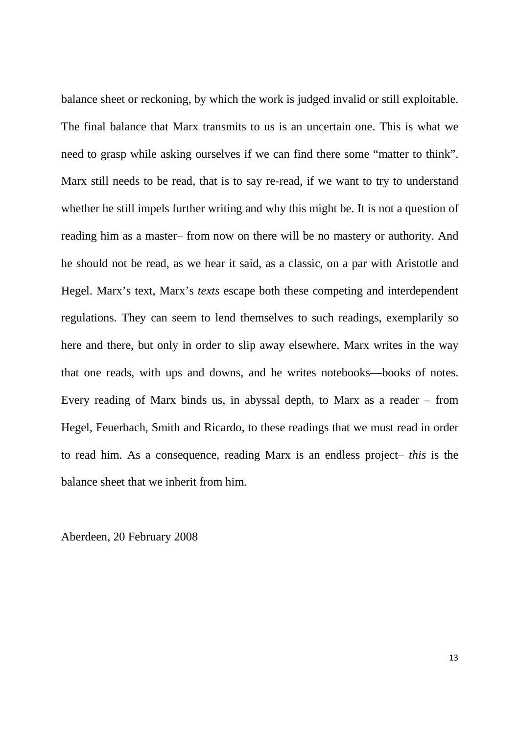balance sheet or reckoning, by which the work is judged invalid or still exploitable. The final balance that Marx transmits to us is an uncertain one. This is what we need to grasp while asking ourselves if we can find there some "matter to think". Marx still needs to be read, that is to say re-read, if we want to try to understand whether he still impels further writing and why this might be. It is not a question of reading him as a master– from now on there will be no mastery or authority. And he should not be read, as we hear it said, as a classic, on a par with Aristotle and Hegel. Marx's text, Marx's *texts* escape both these competing and interdependent regulations. They can seem to lend themselves to such readings, exemplarily so here and there, but only in order to slip away elsewhere. Marx writes in the way that one reads, with ups and downs, and he writes notebooks—books of notes. Every reading of Marx binds us, in abyssal depth, to Marx as a reader – from Hegel, Feuerbach, Smith and Ricardo, to these readings that we must read in order to read him. As a consequence, reading Marx is an endless project– *this* is the balance sheet that we inherit from him.

Aberdeen, 20 February 2008